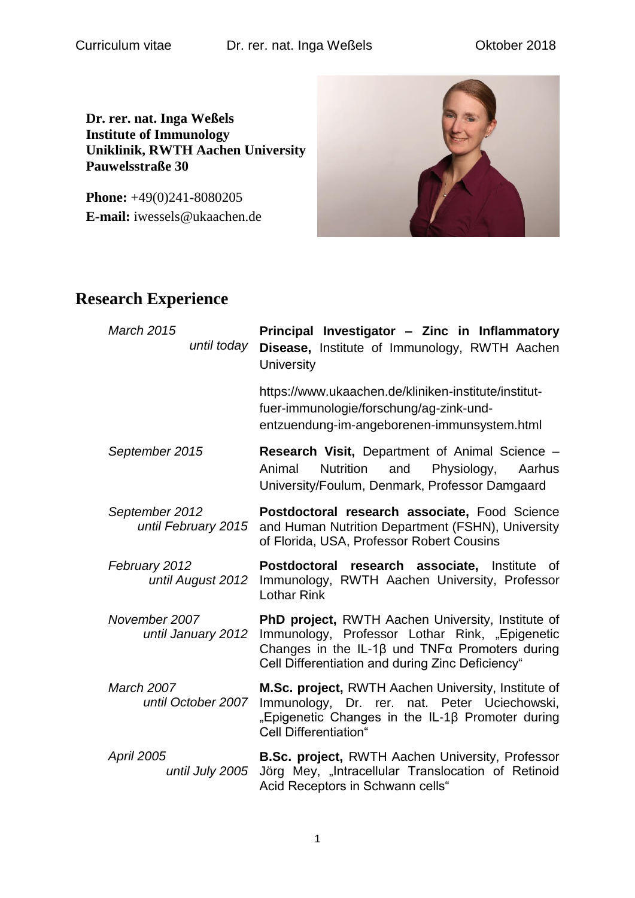**Dr. rer. nat. Inga Weßels**
**Institute of Immunology**
**Uniklinik, RWTH Aachen University**
**Pauwelsstraße 30**

**Phone:** +49(0)241-8080205
**E-mail:** iwessels@ukaachen.de

## Research Experience

| | |
|---|---|
| *March 2015 until today* | **Principal Investigator – Zinc in Inflammatory Disease,** Institute of Immunology, RWTH Aachen University<br><br>https://www.ukaachen.de/kliniken-institute/institut-fuer-immunologie/forschung/ag-zink-und-entzuendung-im-angeborenen-immunsystem.html |
| *September 2015* | **Research Visit,** Department of Animal Science – Animal Nutrition and Physiology, Aarhus University/Foulum, Denmark, Professor Damgaard |
| *September 2012 until February 2015* | **Postdoctoral research associate,** Food Science and Human Nutrition Department (FSHN), University of Florida, USA, Professor Robert Cousins |
| *February 2012 until August 2012* | **Postdoctoral research associate,** Institute of Immunology, RWTH Aachen University, Professor Lothar Rink |
| *November 2007 until January 2012* | **PhD project,** RWTH Aachen University, Institute of Immunology, Professor Lothar Rink, „Epigenetic Changes in the IL-1β und TNFα Promoters during Cell Differentiation and during Zinc Deficiency“ |
| *March 2007 until October 2007* | **M.Sc. project,** RWTH Aachen University, Institute of Immunology, Dr. rer. nat. Peter Uciechowski, „Epigenetic Changes in the IL-1β Promoter during Cell Differentiation“ |
| *April 2005 until July 2005* | **B.Sc. project,** RWTH Aachen University, Professor Jörg Mey, „Intracellular Translocation of Retinoid Acid Receptors in Schwann cells“ |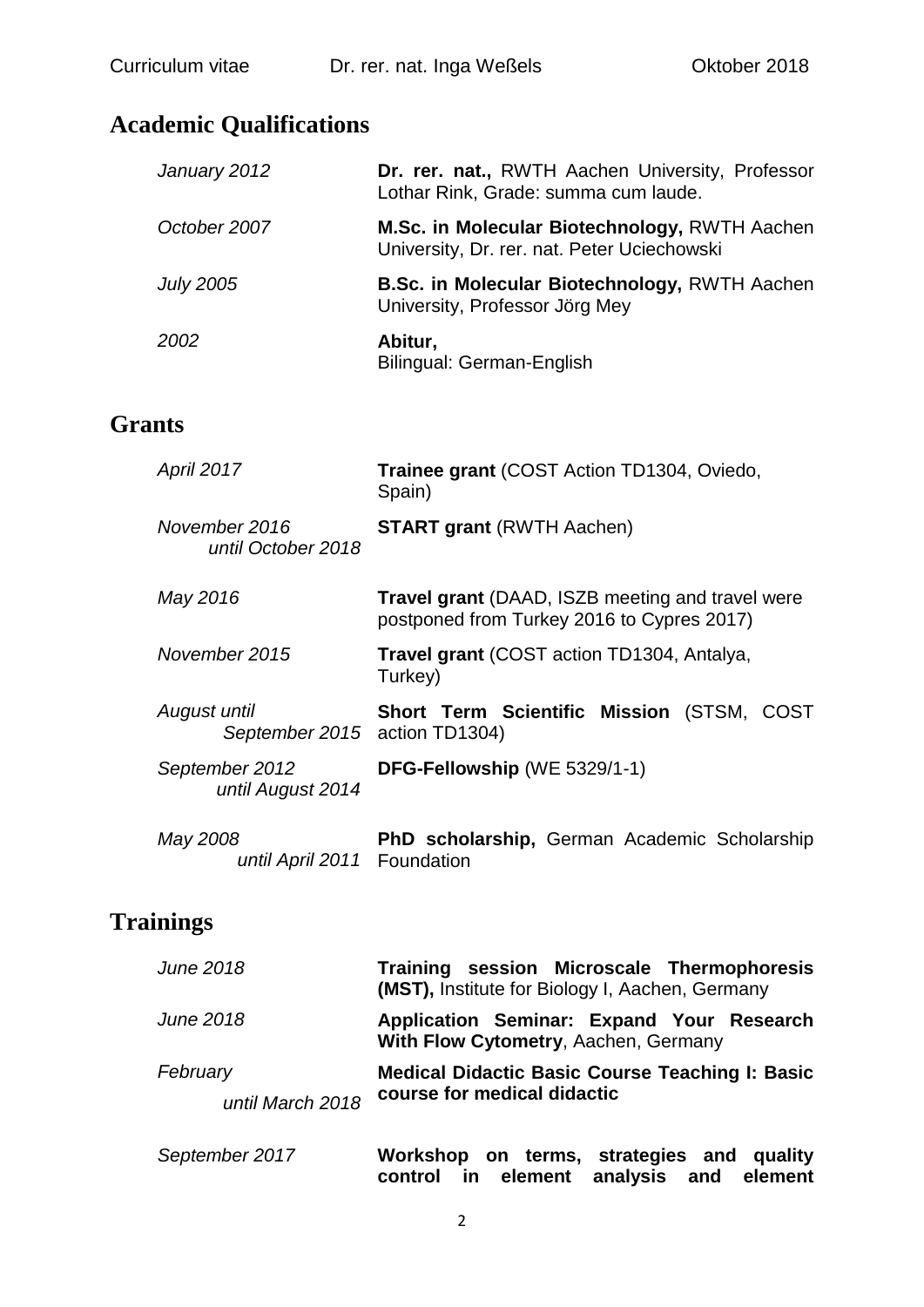## Academic Qualifications

| | |
|---|---|
| *January 2012* | **Dr. rer. nat.,** RWTH Aachen University, Professor Lothar Rink, Grade: summa cum laude. |
| *October 2007* | **M.Sc. in Molecular Biotechnology,** RWTH Aachen University, Dr. rer. nat. Peter Uciechowski |
| *July 2005* | **B.Sc. in Molecular Biotechnology,** RWTH Aachen University, Professor Jörg Mey |
| *2002* | **Abitur,** Bilingual: German-English |

## Grants

| | |
|---|---|
| *April 2017* | **Trainee grant** (COST Action TD1304, Oviedo, Spain) |
| *November 2016 until October 2018* | **START grant** (RWTH Aachen) |
| *May 2016* | **Travel grant** (DAAD, ISZB meeting and travel were postponed from Turkey 2016 to Cypres 2017) |
| *November 2015* | **Travel grant** (COST action TD1304, Antalya, Turkey) |
| *August until September 2015* | **Short Term Scientific Mission** (STSM, COST action TD1304) |
| *September 2012 until August 2014* | **DFG-Fellowship** (WE 5329/1-1) |
| *May 2008 until April 2011* | **PhD scholarship,** German Academic Scholarship Foundation |

## Trainings

| | |
|---|---|
| *June 2018* | **Training session Microscale Thermophoresis (MST),** Institute for Biology I, Aachen, Germany |
| *June 2018* | **Application Seminar: Expand Your Research With Flow Cytometry**, Aachen, Germany |
| *February until March 2018* | **Medical Didactic Basic Course Teaching I: Basic course for medical didactic** |
| *September 2017* | **Workshop on terms, strategies and quality control in element analysis and element** |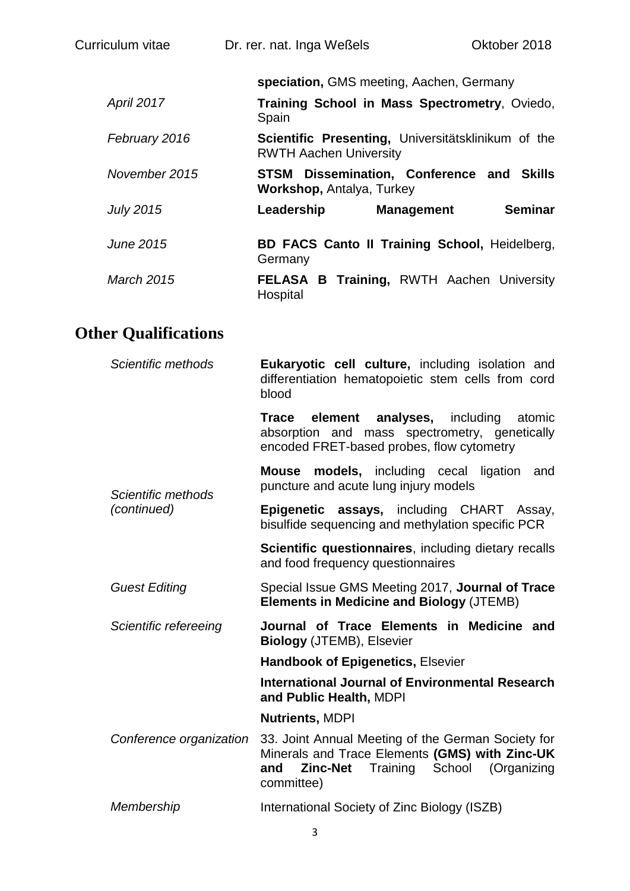| | |
|---|---|
| | **speciation,** GMS meeting, Aachen, Germany |
| *April 2017* | **Training School in Mass Spectrometry**, Oviedo, Spain |
| *February 2016* | **Scientific Presenting,** Universitätsklinikum of the RWTH Aachen University |
| *November 2015* | **STSM Dissemination, Conference and Skills Workshop,** Antalya, Turkey |
| *July 2015* | **Leadership Management Seminar** |
| *June 2015* | **BD FACS Canto II Training School,** Heidelberg, Germany |
| *March 2015* | **FELASA B Training,** RWTH Aachen University Hospital |

## Other Qualifications

| | |
|---|---|
| *Scientific methods* | **Eukaryotic cell culture,** including isolation and differentiation hematopoietic stem cells from cord blood |
| | **Trace element analyses,** including atomic absorption and mass spectrometry, genetically encoded FRET-based probes, flow cytometry |
| | **Mouse models,** including cecal ligation and puncture and acute lung injury models |
| *Scientific methods (continued)* | **Epigenetic assays,** including CHART Assay, bisulfide sequencing and methylation specific PCR |
| | **Scientific questionnaires**, including dietary recalls and food frequency questionnaires |
| *Guest Editing* | Special Issue GMS Meeting 2017, **Journal of Trace Elements in Medicine and Biology** (JTEMB) |
| *Scientific refereeing* | **Journal of Trace Elements in Medicine and Biology** (JTEMB), Elsevier |
| | **Handbook of Epigenetics,** Elsevier |
| | **International Journal of Environmental Research and Public Health,** MDPI |
| | **Nutrients,** MDPI |
| *Conference organization* | 33. Joint Annual Meeting of the German Society for Minerals and Trace Elements **(GMS) with Zinc-UK and Zinc-Net** Training School (Organizing committee) |
| *Membership* | International Society of Zinc Biology (ISZB) |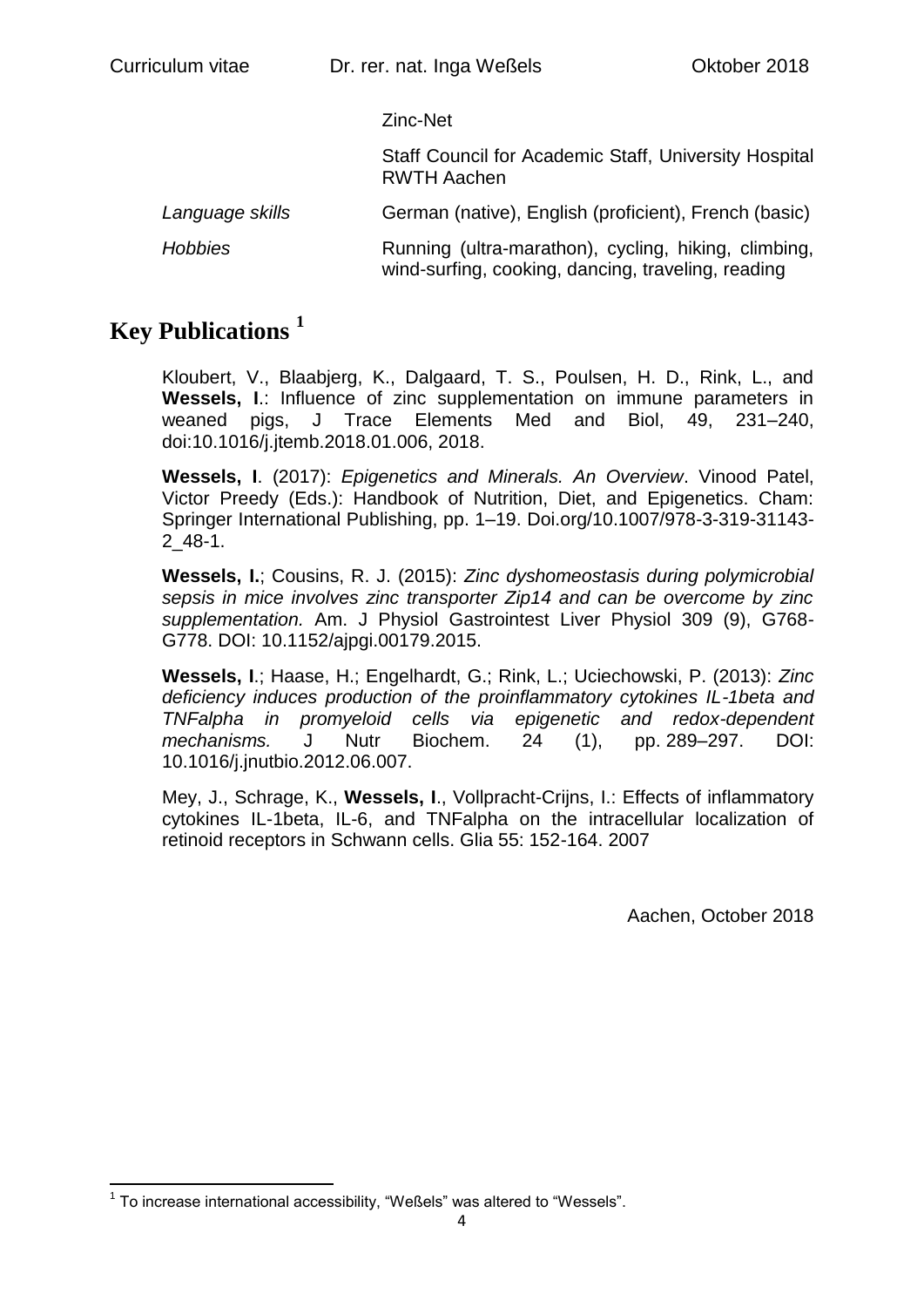| | |
|---|---|
| | Zinc-Net |
| | Staff Council for Academic Staff, University Hospital RWTH Aachen |
| *Language skills* | German (native), English (proficient), French (basic) |
| *Hobbies* | Running (ultra-marathon), cycling, hiking, climbing, wind-surfing, cooking, dancing, traveling, reading |

# Key Publications [1]

Kloubert, V., Blaabjerg, K., Dalgaard, T. S., Poulsen, H. D., Rink, L., and **Wessels, I**.: Influence of zinc supplementation on immune parameters in weaned pigs, J Trace Elements Med and Biol, 49, 231–240, doi:10.1016/j.jtemb.2018.01.006, 2018.

**Wessels, I**. (2017): *Epigenetics and Minerals. An Overview*. Vinood Patel, Victor Preedy (Eds.): Handbook of Nutrition, Diet, and Epigenetics. Cham: Springer International Publishing, pp. 1–19. Doi.org/10.1007/978-3-319-31143-2_48-1.

**Wessels, I.**; Cousins, R. J. (2015): *Zinc dyshomeostasis during polymicrobial sepsis in mice involves zinc transporter Zip14 and can be overcome by zinc supplementation.* Am. J Physiol Gastrointest Liver Physiol 309 (9), G768-G778. DOI: 10.1152/ajpgi.00179.2015.

**Wessels, I**.; Haase, H.; Engelhardt, G.; Rink, L.; Uciechowski, P. (2013): *Zinc deficiency induces production of the proinflammatory cytokines IL-1beta and TNFalpha in promyeloid cells via epigenetic and redox-dependent mechanisms.* J Nutr Biochem. 24 (1), pp. 289–297. DOI: 10.1016/j.jnutbio.2012.06.007.

Mey, J., Schrage, K., **Wessels, I**., Vollpracht-Crijns, I.: Effects of inflammatory cytokines IL-1beta, IL-6, and TNFalpha on the intracellular localization of retinoid receptors in Schwann cells. Glia 55: 152-164. 2007

Aachen, October 2018

[1] To increase international accessibility, "Weßels" was altered to "Wessels".